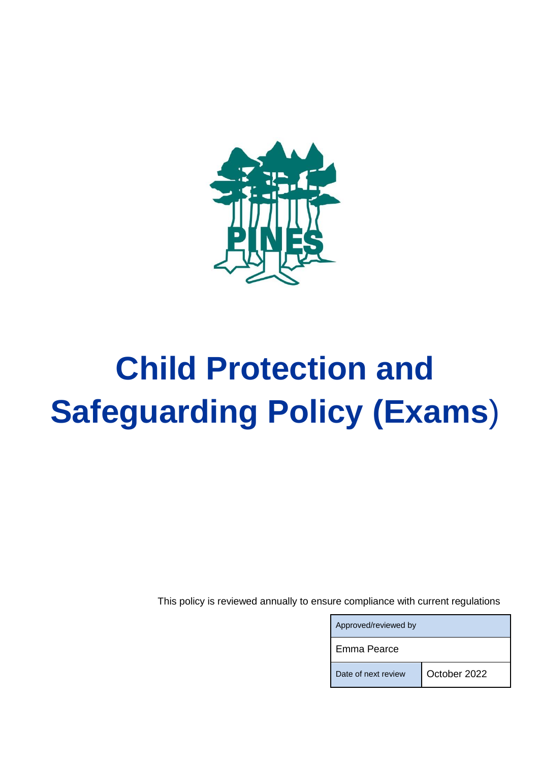PINES

# Child Protection and Safeguarding Policy (Exams)

This policy is reviewed annually to ensure compliance with current regulations

| Approved/reviewed by | |
|---|---|
| Emma Pearce | |
| Date of next review | October 2022 |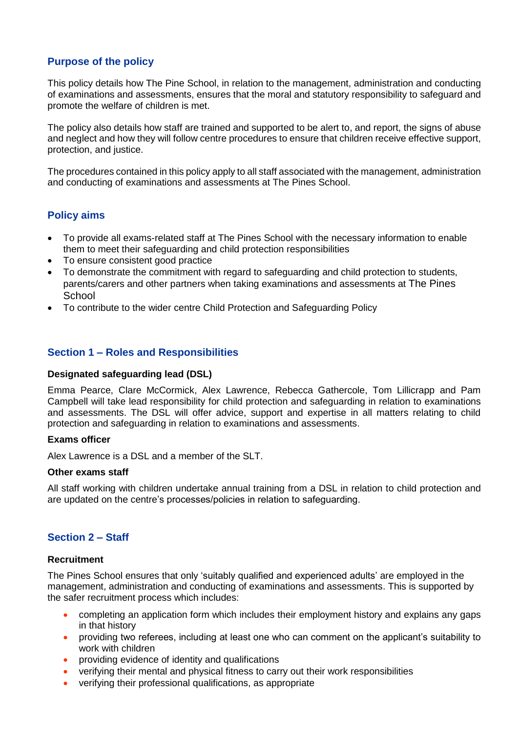## Purpose of the policy

This policy details how The Pine School, in relation to the management, administration and conducting of examinations and assessments, ensures that the moral and statutory responsibility to safeguard and promote the welfare of children is met.

The policy also details how staff are trained and supported to be alert to, and report, the signs of abuse and neglect and how they will follow centre procedures to ensure that children receive effective support, protection, and justice.

The procedures contained in this policy apply to all staff associated with the management, administration and conducting of examinations and assessments at The Pines School.

## Policy aims

- To provide all exams-related staff at The Pines School with the necessary information to enable them to meet their safeguarding and child protection responsibilities
- To ensure consistent good practice
- To demonstrate the commitment with regard to safeguarding and child protection to students, parents/carers and other partners when taking examinations and assessments at The Pines School
- To contribute to the wider centre Child Protection and Safeguarding Policy

## Section 1 – Roles and Responsibilities

**Designated safeguarding lead (DSL)**

Emma Pearce, Clare McCormick, Alex Lawrence, Rebecca Gathercole, Tom Lillicrapp and Pam Campbell will take lead responsibility for child protection and safeguarding in relation to examinations and assessments. The DSL will offer advice, support and expertise in all matters relating to child protection and safeguarding in relation to examinations and assessments.

**Exams officer**

Alex Lawrence is a DSL and a member of the SLT.

**Other exams staff**

All staff working with children undertake annual training from a DSL in relation to child protection and are updated on the centre's processes/policies in relation to safeguarding.

## Section 2 – Staff

**Recruitment**

The Pines School ensures that only 'suitably qualified and experienced adults' are employed in the management, administration and conducting of examinations and assessments. This is supported by the safer recruitment process which includes:

- completing an application form which includes their employment history and explains any gaps in that history
- providing two referees, including at least one who can comment on the applicant's suitability to work with children
- providing evidence of identity and qualifications
- verifying their mental and physical fitness to carry out their work responsibilities
- verifying their professional qualifications, as appropriate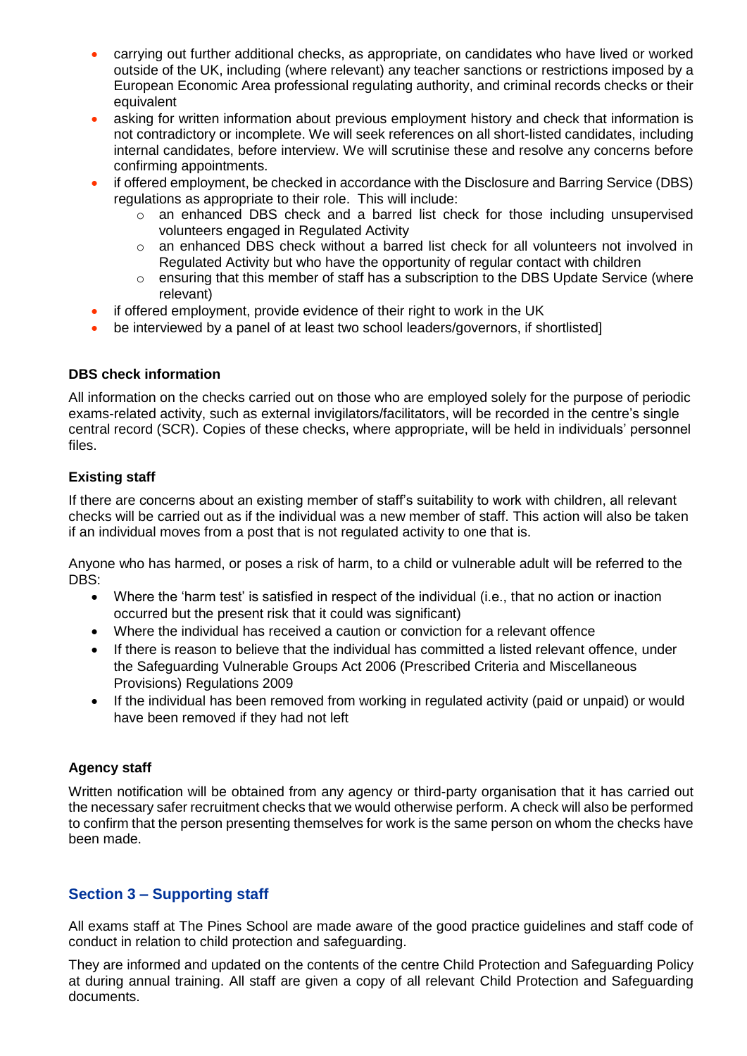- carrying out further additional checks, as appropriate, on candidates who have lived or worked outside of the UK, including (where relevant) any teacher sanctions or restrictions imposed by a European Economic Area professional regulating authority, and criminal records checks or their equivalent
- asking for written information about previous employment history and check that information is not contradictory or incomplete. We will seek references on all short-listed candidates, including internal candidates, before interview. We will scrutinise these and resolve any concerns before confirming appointments.
- if offered employment, be checked in accordance with the Disclosure and Barring Service (DBS) regulations as appropriate to their role. This will include:
  - an enhanced DBS check and a barred list check for those including unsupervised volunteers engaged in Regulated Activity
  - an enhanced DBS check without a barred list check for all volunteers not involved in Regulated Activity but who have the opportunity of regular contact with children
  - ensuring that this member of staff has a subscription to the DBS Update Service (where relevant)
- if offered employment, provide evidence of their right to work in the UK
- be interviewed by a panel of at least two school leaders/governors, if shortlisted]

**DBS check information**

All information on the checks carried out on those who are employed solely for the purpose of periodic exams-related activity, such as external invigilators/facilitators, will be recorded in the centre's single central record (SCR). Copies of these checks, where appropriate, will be held in individuals' personnel files.

**Existing staff**

If there are concerns about an existing member of staff's suitability to work with children, all relevant checks will be carried out as if the individual was a new member of staff. This action will also be taken if an individual moves from a post that is not regulated activity to one that is.

Anyone who has harmed, or poses a risk of harm, to a child or vulnerable adult will be referred to the DBS:

- Where the 'harm test' is satisfied in respect of the individual (i.e., that no action or inaction occurred but the present risk that it could was significant)
- Where the individual has received a caution or conviction for a relevant offence
- If there is reason to believe that the individual has committed a listed relevant offence, under the Safeguarding Vulnerable Groups Act 2006 (Prescribed Criteria and Miscellaneous Provisions) Regulations 2009
- If the individual has been removed from working in regulated activity (paid or unpaid) or would have been removed if they had not left

**Agency staff**

Written notification will be obtained from any agency or third-party organisation that it has carried out the necessary safer recruitment checks that we would otherwise perform. A check will also be performed to confirm that the person presenting themselves for work is the same person on whom the checks have been made.

## Section 3 – Supporting staff

All exams staff at The Pines School are made aware of the good practice guidelines and staff code of conduct in relation to child protection and safeguarding.

They are informed and updated on the contents of the centre Child Protection and Safeguarding Policy at during annual training. All staff are given a copy of all relevant Child Protection and Safeguarding documents.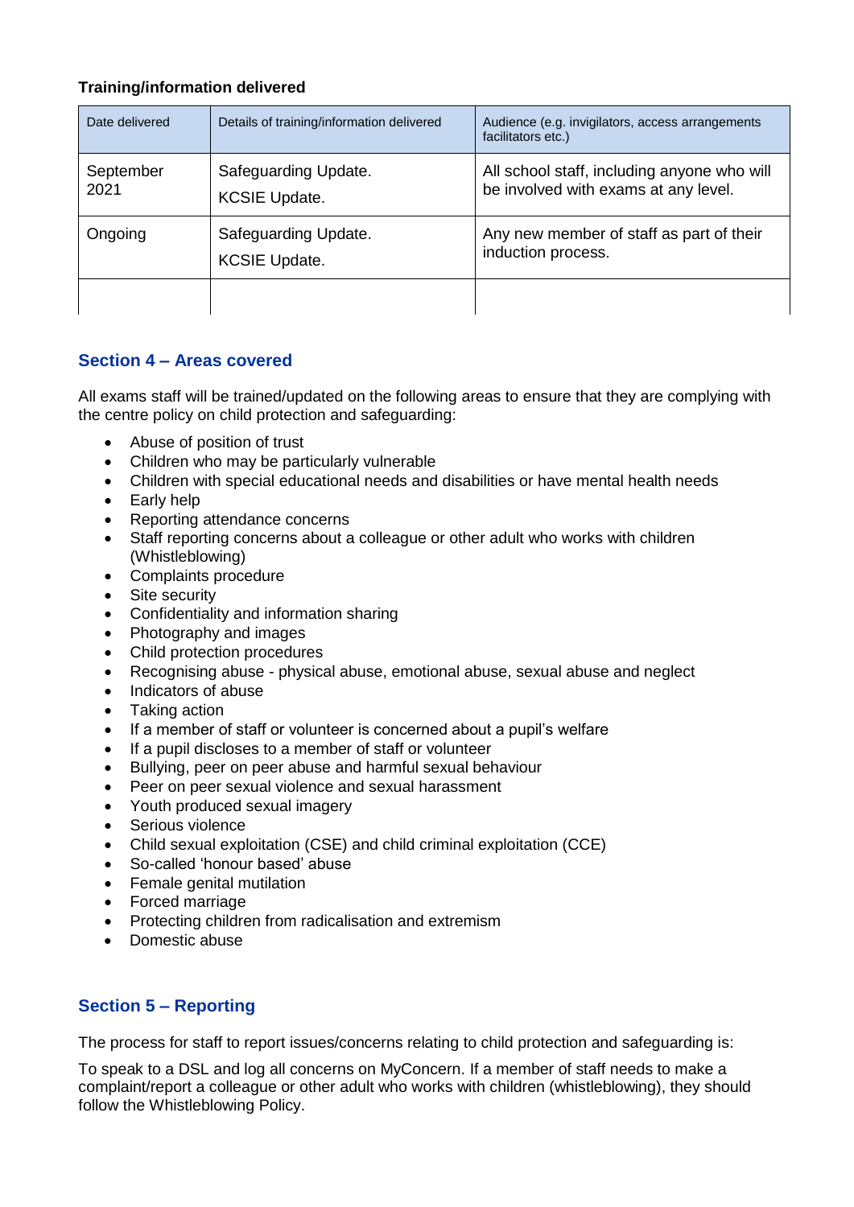**Training/information delivered**

| Date delivered | Details of training/information delivered | Audience (e.g. invigilators, access arrangements facilitators etc.) |
|---|---|---|
| September 2021 | Safeguarding Update.<br>KCSIE Update. | All school staff, including anyone who will be involved with exams at any level. |
| Ongoing | Safeguarding Update.<br>KCSIE Update. | Any new member of staff as part of their induction process. |
| | | |

## Section 4 – Areas covered

All exams staff will be trained/updated on the following areas to ensure that they are complying with the centre policy on child protection and safeguarding:

- Abuse of position of trust
- Children who may be particularly vulnerable
- Children with special educational needs and disabilities or have mental health needs
- Early help
- Reporting attendance concerns
- Staff reporting concerns about a colleague or other adult who works with children (Whistleblowing)
- Complaints procedure
- Site security
- Confidentiality and information sharing
- Photography and images
- Child protection procedures
- Recognising abuse - physical abuse, emotional abuse, sexual abuse and neglect
- Indicators of abuse
- Taking action
- If a member of staff or volunteer is concerned about a pupil's welfare
- If a pupil discloses to a member of staff or volunteer
- Bullying, peer on peer abuse and harmful sexual behaviour
- Peer on peer sexual violence and sexual harassment
- Youth produced sexual imagery
- Serious violence
- Child sexual exploitation (CSE) and child criminal exploitation (CCE)
- So-called 'honour based' abuse
- Female genital mutilation
- Forced marriage
- Protecting children from radicalisation and extremism
- Domestic abuse

## Section 5 – Reporting

The process for staff to report issues/concerns relating to child protection and safeguarding is:

To speak to a DSL and log all concerns on MyConcern. If a member of staff needs to make a complaint/report a colleague or other adult who works with children (whistleblowing), they should follow the Whistleblowing Policy.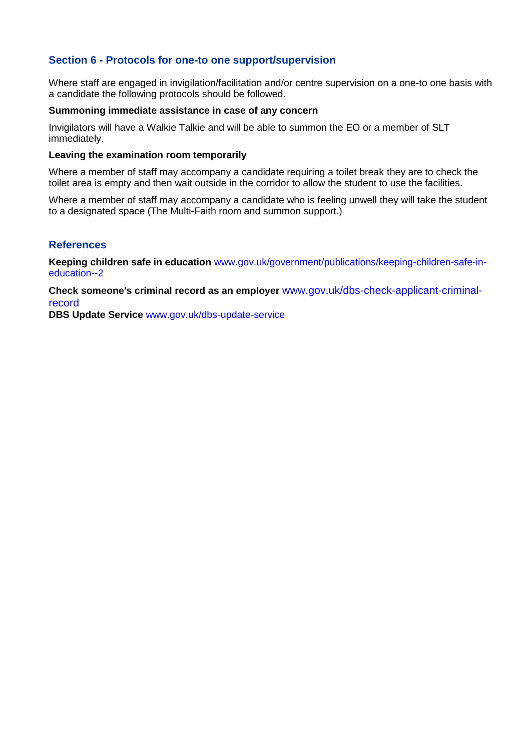## Section 6 - Protocols for one-to one support/supervision

Where staff are engaged in invigilation/facilitation and/or centre supervision on a one-to one basis with a candidate the following protocols should be followed.

**Summoning immediate assistance in case of any concern**

Invigilators will have a Walkie Talkie and will be able to summon the EO or a member of SLT immediately.

**Leaving the examination room temporarily**

Where a member of staff may accompany a candidate requiring a toilet break they are to check the toilet area is empty and then wait outside in the corridor to allow the student to use the facilities.

Where a member of staff may accompany a candidate who is feeling unwell they will take the student to a designated space (The Multi-Faith room and summon support.)

## References

**Keeping children safe in education** www.gov.uk/government/publications/keeping-children-safe-in-education--2

**Check someone's criminal record as an employer** www.gov.uk/dbs-check-applicant-criminal-record

**DBS Update Service** www.gov.uk/dbs-update-service